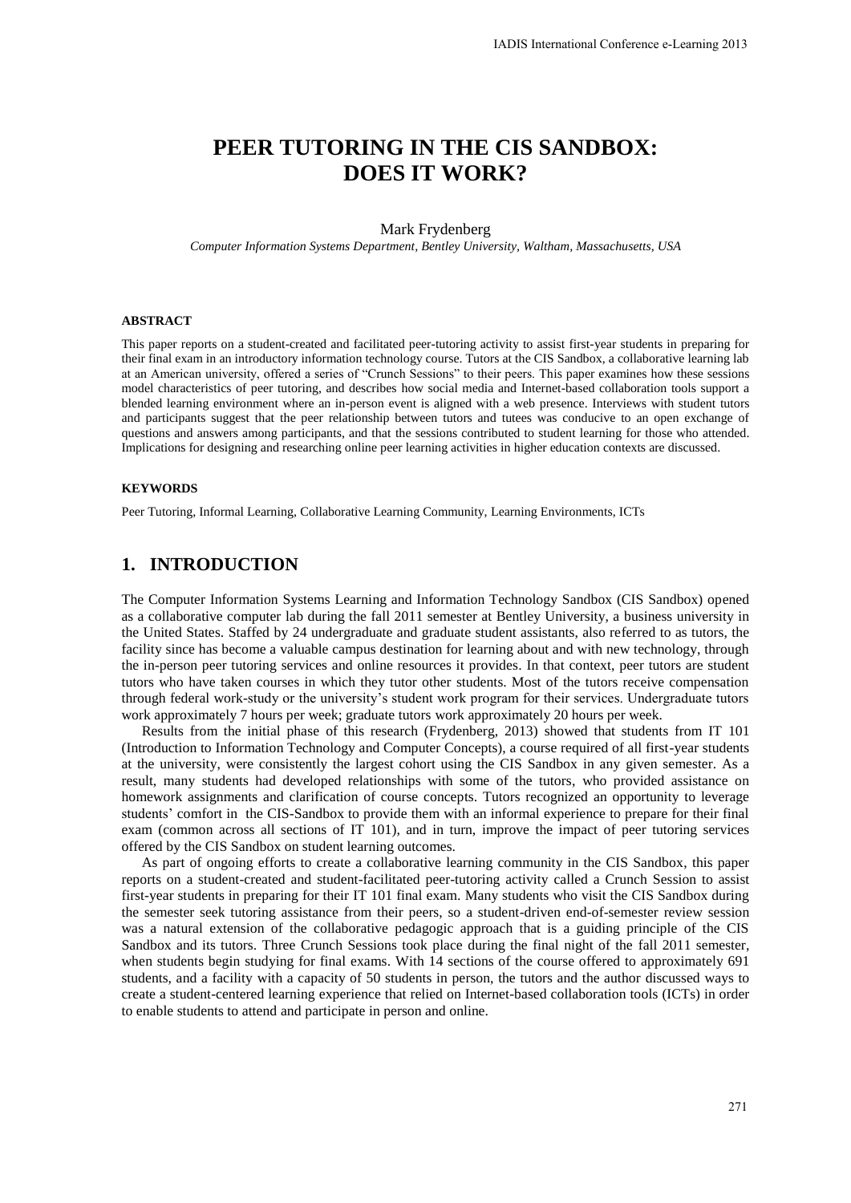# PEER TUTORING IN THE CIS SANDBOX: DOES IT WORK?

Mark Frydenberg

*Computer Information Systems Department, Bentley University, Waltham, Massachusetts, USA*

### ABSTRACT

This paper reports on a student-created and facilitated peer-tutoring activity to assist first-year students in preparing for their final exam in an introductory information technology course. Tutors at the CIS Sandbox, a collaborative learning lab at an American university, offered a series of "Crunch Sessions" to their peers. This paper examines how these sessions model characteristics of peer tutoring, and describes how social media and Internet-based collaboration tools support a blended learning environment where an in-person event is aligned with a web presence. Interviews with student tutors and participants suggest that the peer relationship between tutors and tutees was conducive to an open exchange of questions and answers among participants, and that the sessions contributed to student learning for those who attended. Implications for designing and researching online peer learning activities in higher education contexts are discussed.

### KEYWORDS

Peer Tutoring, Informal Learning, Collaborative Learning Community, Learning Environments, ICTs

## 1. INTRODUCTION

The Computer Information Systems Learning and Information Technology Sandbox (CIS Sandbox) opened as a collaborative computer lab during the fall 2011 semester at Bentley University, a business university in the United States. Staffed by 24 undergraduate and graduate student assistants, also referred to as tutors, the facility since has become a valuable campus destination for learning about and with new technology, through the in-person peer tutoring services and online resources it provides. In that context, peer tutors are student tutors who have taken courses in which they tutor other students. Most of the tutors receive compensation through federal work-study or the university's student work program for their services. Undergraduate tutors work approximately 7 hours per week; graduate tutors work approximately 20 hours per week.

Results from the initial phase of this research (Frydenberg, 2013) showed that students from IT 101 (Introduction to Information Technology and Computer Concepts), a course required of all first-year students at the university, were consistently the largest cohort using the CIS Sandbox in any given semester. As a result, many students had developed relationships with some of the tutors, who provided assistance on homework assignments and clarification of course concepts. Tutors recognized an opportunity to leverage students' comfort in the CIS-Sandbox to provide them with an informal experience to prepare for their final exam (common across all sections of IT 101), and in turn, improve the impact of peer tutoring services offered by the CIS Sandbox on student learning outcomes.

As part of ongoing efforts to create a collaborative learning community in the CIS Sandbox, this paper reports on a student-created and student-facilitated peer-tutoring activity called a Crunch Session to assist first-year students in preparing for their IT 101 final exam. Many students who visit the CIS Sandbox during the semester seek tutoring assistance from their peers, so a student-driven end-of-semester review session was a natural extension of the collaborative pedagogic approach that is a guiding principle of the CIS Sandbox and its tutors. Three Crunch Sessions took place during the final night of the fall 2011 semester, when students begin studying for final exams. With 14 sections of the course offered to approximately 691 students, and a facility with a capacity of 50 students in person, the tutors and the author discussed ways to create a student-centered learning experience that relied on Internet-based collaboration tools (ICTs) in order to enable students to attend and participate in person and online.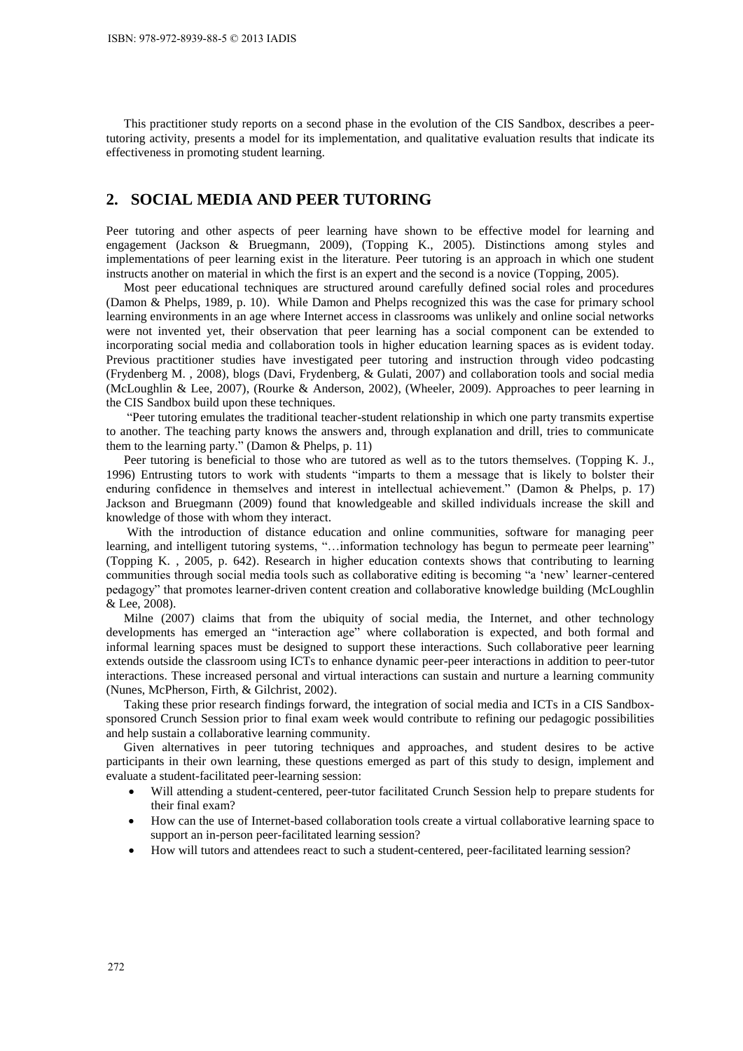This practitioner study reports on a second phase in the evolution of the CIS Sandbox, describes a peer-tutoring activity, presents a model for its implementation, and qualitative evaluation results that indicate its effectiveness in promoting student learning.

## 2. SOCIAL MEDIA AND PEER TUTORING

Peer tutoring and other aspects of peer learning have shown to be effective model for learning and engagement (Jackson & Bruegmann, 2009), (Topping K., 2005). Distinctions among styles and implementations of peer learning exist in the literature. Peer tutoring is an approach in which one student instructs another on material in which the first is an expert and the second is a novice (Topping, 2005).

Most peer educational techniques are structured around carefully defined social roles and procedures (Damon & Phelps, 1989, p. 10). While Damon and Phelps recognized this was the case for primary school learning environments in an age where Internet access in classrooms was unlikely and online social networks were not invented yet, their observation that peer learning has a social component can be extended to incorporating social media and collaboration tools in higher education learning spaces as is evident today. Previous practitioner studies have investigated peer tutoring and instruction through video podcasting (Frydenberg M. , 2008), blogs (Davi, Frydenberg, & Gulati, 2007) and collaboration tools and social media (McLoughlin & Lee, 2007), (Rourke & Anderson, 2002), (Wheeler, 2009). Approaches to peer learning in the CIS Sandbox build upon these techniques.

"Peer tutoring emulates the traditional teacher-student relationship in which one party transmits expertise to another. The teaching party knows the answers and, through explanation and drill, tries to communicate them to the learning party." (Damon & Phelps, p. 11)

Peer tutoring is beneficial to those who are tutored as well as to the tutors themselves. (Topping K. J., 1996) Entrusting tutors to work with students "imparts to them a message that is likely to bolster their enduring confidence in themselves and interest in intellectual achievement." (Damon & Phelps, p. 17) Jackson and Bruegmann (2009) found that knowledgeable and skilled individuals increase the skill and knowledge of those with whom they interact.

With the introduction of distance education and online communities, software for managing peer learning, and intelligent tutoring systems, "…information technology has begun to permeate peer learning" (Topping K. , 2005, p. 642). Research in higher education contexts shows that contributing to learning communities through social media tools such as collaborative editing is becoming "a 'new' learner-centered pedagogy" that promotes learner-driven content creation and collaborative knowledge building (McLoughlin & Lee, 2008).

Milne (2007) claims that from the ubiquity of social media, the Internet, and other technology developments has emerged an "interaction age" where collaboration is expected, and both formal and informal learning spaces must be designed to support these interactions. Such collaborative peer learning extends outside the classroom using ICTs to enhance dynamic peer-peer interactions in addition to peer-tutor interactions. These increased personal and virtual interactions can sustain and nurture a learning community (Nunes, McPherson, Firth, & Gilchrist, 2002).

Taking these prior research findings forward, the integration of social media and ICTs in a CIS Sandbox-sponsored Crunch Session prior to final exam week would contribute to refining our pedagogic possibilities and help sustain a collaborative learning community.

Given alternatives in peer tutoring techniques and approaches, and student desires to be active participants in their own learning, these questions emerged as part of this study to design, implement and evaluate a student-facilitated peer-learning session:

- Will attending a student-centered, peer-tutor facilitated Crunch Session help to prepare students for their final exam?
- How can the use of Internet-based collaboration tools create a virtual collaborative learning space to support an in-person peer-facilitated learning session?
- How will tutors and attendees react to such a student-centered, peer-facilitated learning session?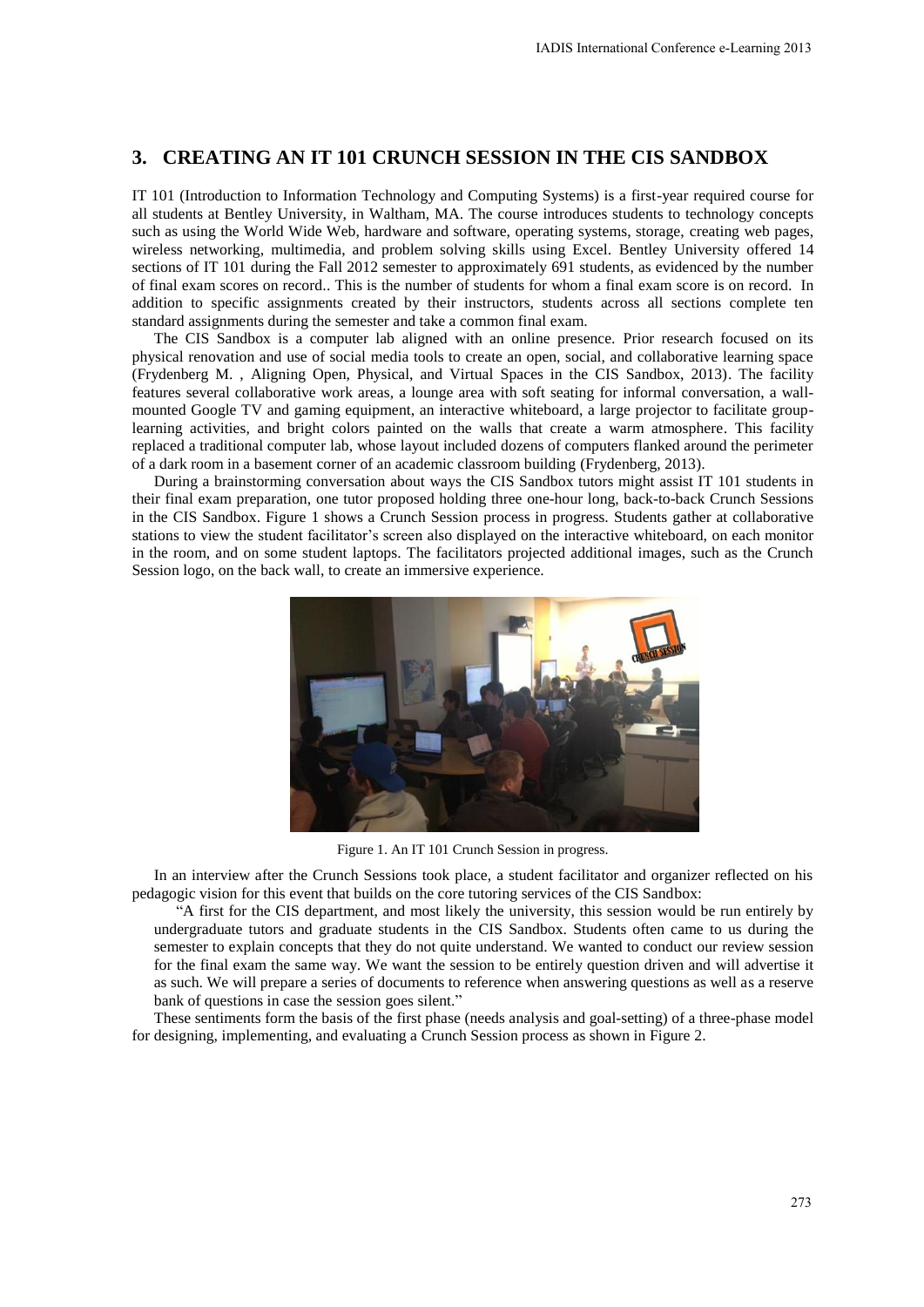## 3. CREATING AN IT 101 CRUNCH SESSION IN THE CIS SANDBOX

IT 101 (Introduction to Information Technology and Computing Systems) is a first-year required course for all students at Bentley University, in Waltham, MA. The course introduces students to technology concepts such as using the World Wide Web, hardware and software, operating systems, storage, creating web pages, wireless networking, multimedia, and problem solving skills using Excel. Bentley University offered 14 sections of IT 101 during the Fall 2012 semester to approximately 691 students, as evidenced by the number of final exam scores on record.. This is the number of students for whom a final exam score is on record. In addition to specific assignments created by their instructors, students across all sections complete ten standard assignments during the semester and take a common final exam.

The CIS Sandbox is a computer lab aligned with an online presence. Prior research focused on its physical renovation and use of social media tools to create an open, social, and collaborative learning space (Frydenberg M. , Aligning Open, Physical, and Virtual Spaces in the CIS Sandbox, 2013). The facility features several collaborative work areas, a lounge area with soft seating for informal conversation, a wall-mounted Google TV and gaming equipment, an interactive whiteboard, a large projector to facilitate group-learning activities, and bright colors painted on the walls that create a warm atmosphere. This facility replaced a traditional computer lab, whose layout included dozens of computers flanked around the perimeter of a dark room in a basement corner of an academic classroom building (Frydenberg, 2013).

During a brainstorming conversation about ways the CIS Sandbox tutors might assist IT 101 students in their final exam preparation, one tutor proposed holding three one-hour long, back-to-back Crunch Sessions in the CIS Sandbox. Figure 1 shows a Crunch Session process in progress. Students gather at collaborative stations to view the student facilitator's screen also displayed on the interactive whiteboard, on each monitor in the room, and on some student laptops. The facilitators projected additional images, such as the Crunch Session logo, on the back wall, to create an immersive experience.

Figure 1. An IT 101 Crunch Session in progress.

In an interview after the Crunch Sessions took place, a student facilitator and organizer reflected on his pedagogic vision for this event that builds on the core tutoring services of the CIS Sandbox:

> "A first for the CIS department, and most likely the university, this session would be run entirely by undergraduate tutors and graduate students in the CIS Sandbox. Students often came to us during the semester to explain concepts that they do not quite understand. We wanted to conduct our review session for the final exam the same way. We want the session to be entirely question driven and will advertise it as such. We will prepare a series of documents to reference when answering questions as well as a reserve bank of questions in case the session goes silent."

These sentiments form the basis of the first phase (needs analysis and goal-setting) of a three-phase model for designing, implementing, and evaluating a Crunch Session process as shown in Figure 2.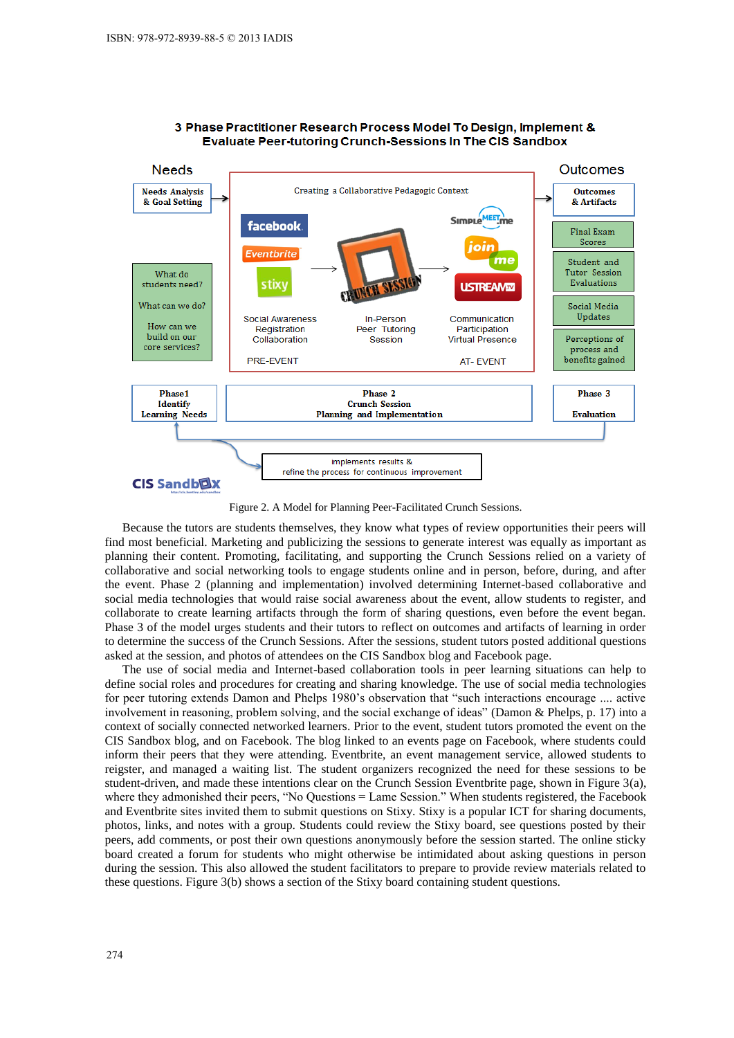3 Phase Practitioner Research Process Model To Design, Implement & Evaluate Peer-tutoring Crunch-Sessions In The CIS Sandbox

Needs

Needs Analysis & Goal Setting

What do students need?

What can we do?

How can we build on our core services?

Creating a Collaborative Pedagogic Context

Social Awareness Registration Collaboration

In-Person Peer Tutoring Session

Communication Participation Virtual Presence

PRE-EVENT

AT- EVENT

Outcomes

Outcomes & Artifacts

Final Exam Scores

Student and Tutor Session Evaluations

Social Media Updates

Perceptions of process and benefits gained

Phase1 Identify Learning Needs

Phase 2 Crunch Session Planning and Implementation

Phase 3 Evaluation

implements results & refine the process for continuous improvement

Figure 2. A Model for Planning Peer-Facilitated Crunch Sessions.

Because the tutors are students themselves, they know what types of review opportunities their peers will find most beneficial. Marketing and publicizing the sessions to generate interest was equally as important as planning their content. Promoting, facilitating, and supporting the Crunch Sessions relied on a variety of collaborative and social networking tools to engage students online and in person, before, during, and after the event. Phase 2 (planning and implementation) involved determining Internet-based collaborative and social media technologies that would raise social awareness about the event, allow students to register, and collaborate to create learning artifacts through the form of sharing questions, even before the event began. Phase 3 of the model urges students and their tutors to reflect on outcomes and artifacts of learning in order to determine the success of the Crunch Sessions. After the sessions, student tutors posted additional questions asked at the session, and photos of attendees on the CIS Sandbox blog and Facebook page.

The use of social media and Internet-based collaboration tools in peer learning situations can help to define social roles and procedures for creating and sharing knowledge. The use of social media technologies for peer tutoring extends Damon and Phelps 1980's observation that "such interactions encourage .... active involvement in reasoning, problem solving, and the social exchange of ideas" (Damon & Phelps, p. 17) into a context of socially connected networked learners. Prior to the event, student tutors promoted the event on the CIS Sandbox blog, and on Facebook. The blog linked to an events page on Facebook, where students could inform their peers that they were attending. Eventbrite, an event management service, allowed students to reigster, and managed a waiting list. The student organizers recognized the need for these sessions to be student-driven, and made these intentions clear on the Crunch Session Eventbrite page, shown in Figure 3(a), where they admonished their peers, "No Questions = Lame Session." When students registered, the Facebook and Eventbrite sites invited them to submit questions on Stixy. Stixy is a popular ICT for sharing documents, photos, links, and notes with a group. Students could review the Stixy board, see questions posted by their peers, add comments, or post their own questions anonymously before the session started. The online sticky board created a forum for students who might otherwise be intimidated about asking questions in person during the session. This also allowed the student facilitators to prepare to provide review materials related to these questions. Figure 3(b) shows a section of the Stixy board containing student questions.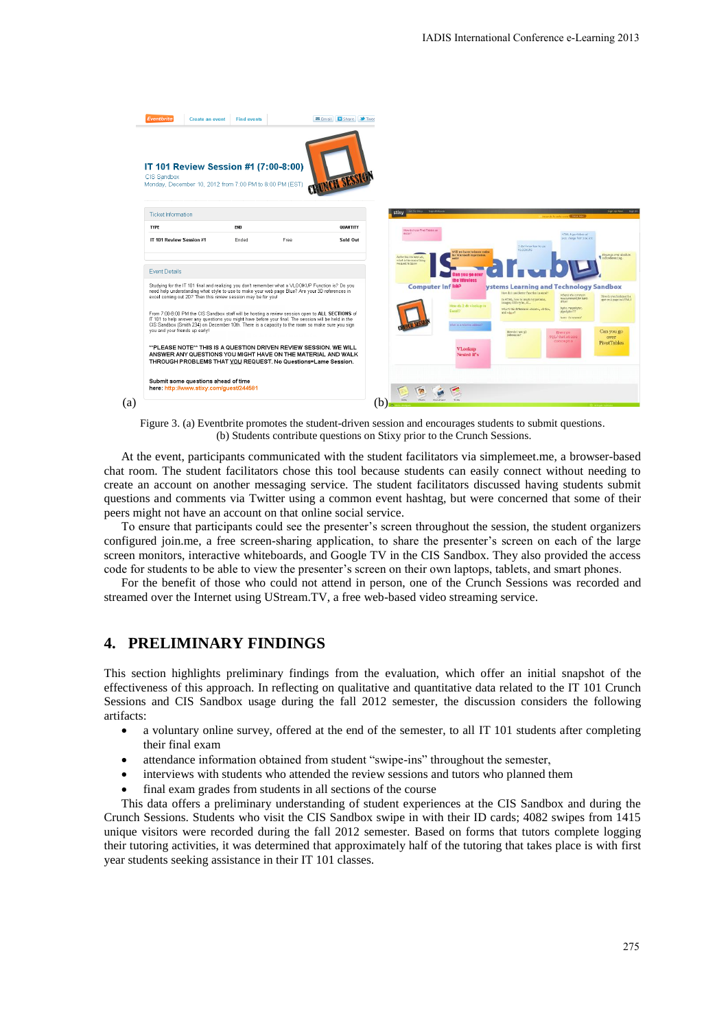Figure 3. (a) Eventbrite promotes the student-driven session and encourages students to submit questions. (b) Students contribute questions on Stixy prior to the Crunch Sessions.

At the event, participants communicated with the student facilitators via simplemeet.me, a browser-based chat room. The student facilitators chose this tool because students can easily connect without needing to create an account on another messaging service. The student facilitators discussed having students submit questions and comments via Twitter using a common event hashtag, but were concerned that some of their peers might not have an account on that online social service.

To ensure that participants could see the presenter's screen throughout the session, the student organizers configured join.me, a free screen-sharing application, to share the presenter's screen on each of the large screen monitors, interactive whiteboards, and Google TV in the CIS Sandbox. They also provided the access code for students to be able to view the presenter's screen on their own laptops, tablets, and smart phones.

For the benefit of those who could not attend in person, one of the Crunch Sessions was recorded and streamed over the Internet using UStream.TV, a free web-based video streaming service.

## 4. PRELIMINARY FINDINGS

This section highlights preliminary findings from the evaluation, which offer an initial snapshot of the effectiveness of this approach. In reflecting on qualitative and quantitative data related to the IT 101 Crunch Sessions and CIS Sandbox usage during the fall 2012 semester, the discussion considers the following artifacts:

- a voluntary online survey, offered at the end of the semester, to all IT 101 students after completing their final exam
- attendance information obtained from student "swipe-ins" throughout the semester,
- interviews with students who attended the review sessions and tutors who planned them
- final exam grades from students in all sections of the course

This data offers a preliminary understanding of student experiences at the CIS Sandbox and during the Crunch Sessions. Students who visit the CIS Sandbox swipe in with their ID cards; 4082 swipes from 1415 unique visitors were recorded during the fall 2012 semester. Based on forms that tutors complete logging their tutoring activities, it was determined that approximately half of the tutoring that takes place is with first year students seeking assistance in their IT 101 classes.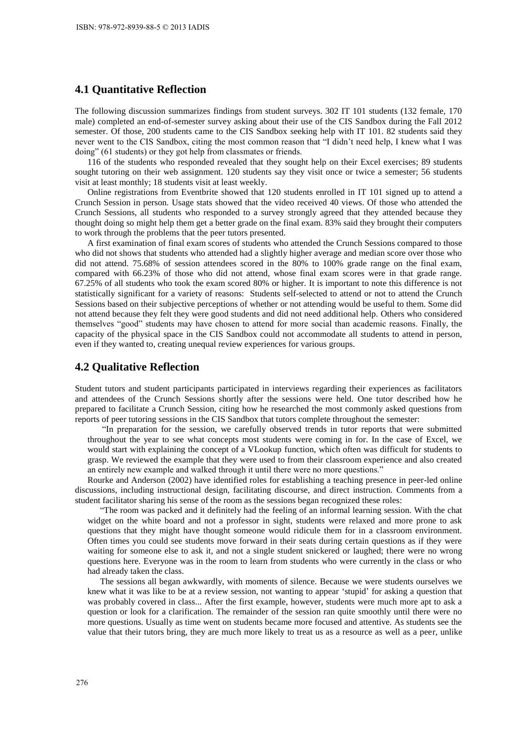## 4.1 Quantitative Reflection

The following discussion summarizes findings from student surveys. 302 IT 101 students (132 female, 170 male) completed an end-of-semester survey asking about their use of the CIS Sandbox during the Fall 2012 semester. Of those, 200 students came to the CIS Sandbox seeking help with IT 101. 82 students said they never went to the CIS Sandbox, citing the most common reason that "I didn't need help, I knew what I was doing" (61 students) or they got help from classmates or friends.

116 of the students who responded revealed that they sought help on their Excel exercises; 89 students sought tutoring on their web assignment. 120 students say they visit once or twice a semester; 56 students visit at least monthly; 18 students visit at least weekly.

Online registrations from Eventbrite showed that 120 students enrolled in IT 101 signed up to attend a Crunch Session in person. Usage stats showed that the video received 40 views. Of those who attended the Crunch Sessions, all students who responded to a survey strongly agreed that they attended because they thought doing so might help them get a better grade on the final exam. 83% said they brought their computers to work through the problems that the peer tutors presented.

A first examination of final exam scores of students who attended the Crunch Sessions compared to those who did not shows that students who attended had a slightly higher average and median score over those who did not attend. 75.68% of session attendees scored in the 80% to 100% grade range on the final exam, compared with 66.23% of those who did not attend, whose final exam scores were in that grade range. 67.25% of all students who took the exam scored 80% or higher. It is important to note this difference is not statistically significant for a variety of reasons: Students self-selected to attend or not to attend the Crunch Sessions based on their subjective perceptions of whether or not attending would be useful to them. Some did not attend because they felt they were good students and did not need additional help. Others who considered themselves "good" students may have chosen to attend for more social than academic reasons. Finally, the capacity of the physical space in the CIS Sandbox could not accommodate all students to attend in person, even if they wanted to, creating unequal review experiences for various groups.

## 4.2 Qualitative Reflection

Student tutors and student participants participated in interviews regarding their experiences as facilitators and attendees of the Crunch Sessions shortly after the sessions were held. One tutor described how he prepared to facilitate a Crunch Session, citing how he researched the most commonly asked questions from reports of peer tutoring sessions in the CIS Sandbox that tutors complete throughout the semester:

> "In preparation for the session, we carefully observed trends in tutor reports that were submitted throughout the year to see what concepts most students were coming in for. In the case of Excel, we would start with explaining the concept of a VLookup function, which often was difficult for students to grasp. We reviewed the example that they were used to from their classroom experience and also created an entirely new example and walked through it until there were no more questions."

Rourke and Anderson (2002) have identified roles for establishing a teaching presence in peer-led online discussions, including instructional design, facilitating discourse, and direct instruction. Comments from a student facilitator sharing his sense of the room as the sessions began recognized these roles:

> "The room was packed and it definitely had the feeling of an informal learning session. With the chat widget on the white board and not a professor in sight, students were relaxed and more prone to ask questions that they might have thought someone would ridicule them for in a classroom environment. Often times you could see students move forward in their seats during certain questions as if they were waiting for someone else to ask it, and not a single student snickered or laughed; there were no wrong questions here. Everyone was in the room to learn from students who were currently in the class or who had already taken the class.
>
> The sessions all began awkwardly, with moments of silence. Because we were students ourselves we knew what it was like to be at a review session, not wanting to appear 'stupid' for asking a question that was probably covered in class... After the first example, however, students were much more apt to ask a question or look for a clarification. The remainder of the session ran quite smoothly until there were no more questions. Usually as time went on students became more focused and attentive. As students see the value that their tutors bring, they are much more likely to treat us as a resource as well as a peer, unlike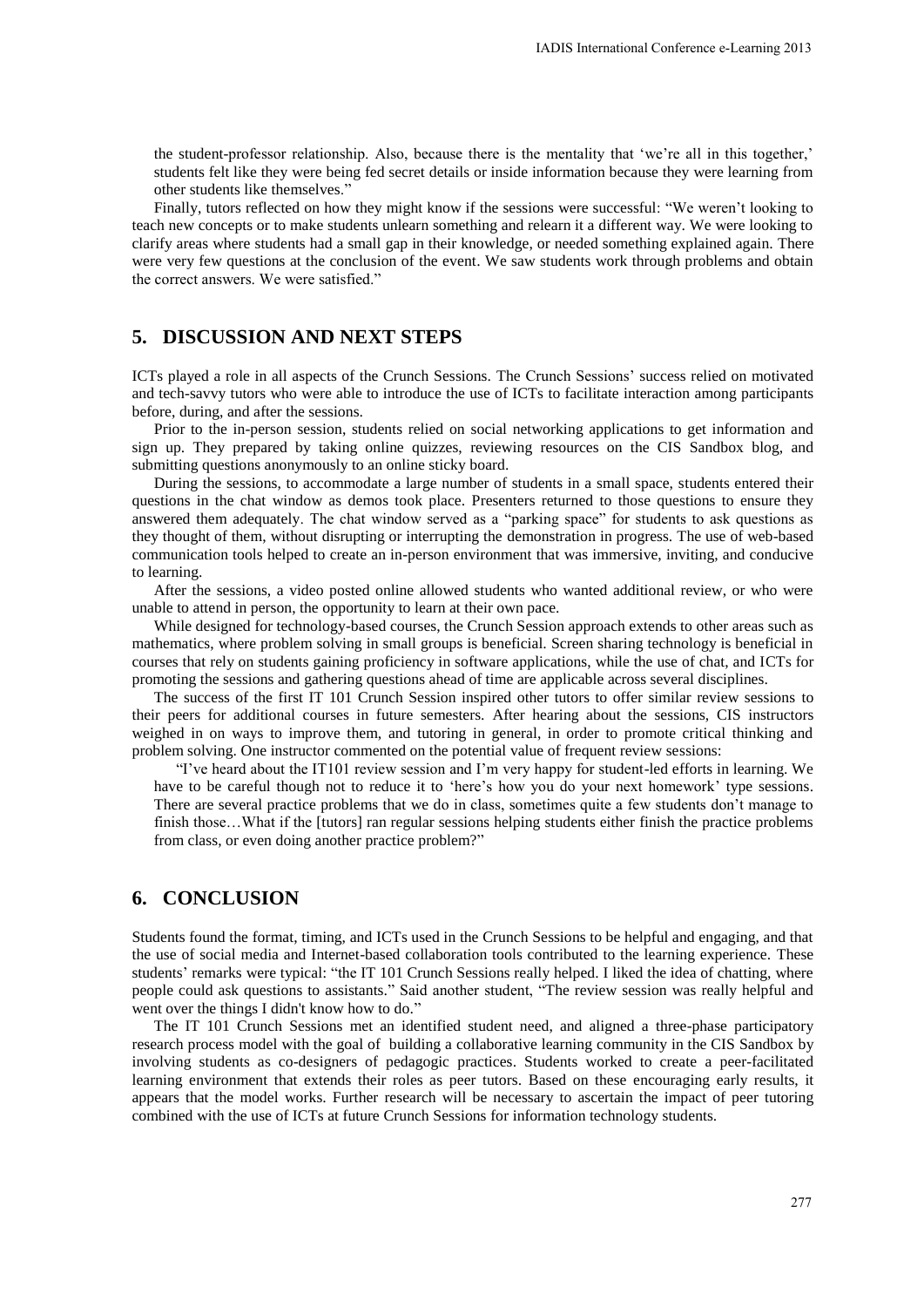the student-professor relationship. Also, because there is the mentality that 'we're all in this together,' students felt like they were being fed secret details or inside information because they were learning from other students like themselves."

Finally, tutors reflected on how they might know if the sessions were successful: "We weren't looking to teach new concepts or to make students unlearn something and relearn it a different way. We were looking to clarify areas where students had a small gap in their knowledge, or needed something explained again. There were very few questions at the conclusion of the event. We saw students work through problems and obtain the correct answers. We were satisfied."

## 5. DISCUSSION AND NEXT STEPS

ICTs played a role in all aspects of the Crunch Sessions. The Crunch Sessions' success relied on motivated and tech-savvy tutors who were able to introduce the use of ICTs to facilitate interaction among participants before, during, and after the sessions.

Prior to the in-person session, students relied on social networking applications to get information and sign up. They prepared by taking online quizzes, reviewing resources on the CIS Sandbox blog, and submitting questions anonymously to an online sticky board.

During the sessions, to accommodate a large number of students in a small space, students entered their questions in the chat window as demos took place. Presenters returned to those questions to ensure they answered them adequately. The chat window served as a "parking space" for students to ask questions as they thought of them, without disrupting or interrupting the demonstration in progress. The use of web-based communication tools helped to create an in-person environment that was immersive, inviting, and conducive to learning.

After the sessions, a video posted online allowed students who wanted additional review, or who were unable to attend in person, the opportunity to learn at their own pace.

While designed for technology-based courses, the Crunch Session approach extends to other areas such as mathematics, where problem solving in small groups is beneficial. Screen sharing technology is beneficial in courses that rely on students gaining proficiency in software applications, while the use of chat, and ICTs for promoting the sessions and gathering questions ahead of time are applicable across several disciplines.

The success of the first IT 101 Crunch Session inspired other tutors to offer similar review sessions to their peers for additional courses in future semesters. After hearing about the sessions, CIS instructors weighed in on ways to improve them, and tutoring in general, in order to promote critical thinking and problem solving. One instructor commented on the potential value of frequent review sessions:

> "I've heard about the IT101 review session and I'm very happy for student-led efforts in learning. We have to be careful though not to reduce it to 'here's how you do your next homework' type sessions. There are several practice problems that we do in class, sometimes quite a few students don't manage to finish those…What if the [tutors] ran regular sessions helping students either finish the practice problems from class, or even doing another practice problem?"

## 6. CONCLUSION

Students found the format, timing, and ICTs used in the Crunch Sessions to be helpful and engaging, and that the use of social media and Internet-based collaboration tools contributed to the learning experience. These students' remarks were typical: "the IT 101 Crunch Sessions really helped. I liked the idea of chatting, where people could ask questions to assistants." Said another student, "The review session was really helpful and went over the things I didn't know how to do."

The IT 101 Crunch Sessions met an identified student need, and aligned a three-phase participatory research process model with the goal of building a collaborative learning community in the CIS Sandbox by involving students as co-designers of pedagogic practices. Students worked to create a peer-facilitated learning environment that extends their roles as peer tutors. Based on these encouraging early results, it appears that the model works. Further research will be necessary to ascertain the impact of peer tutoring combined with the use of ICTs at future Crunch Sessions for information technology students.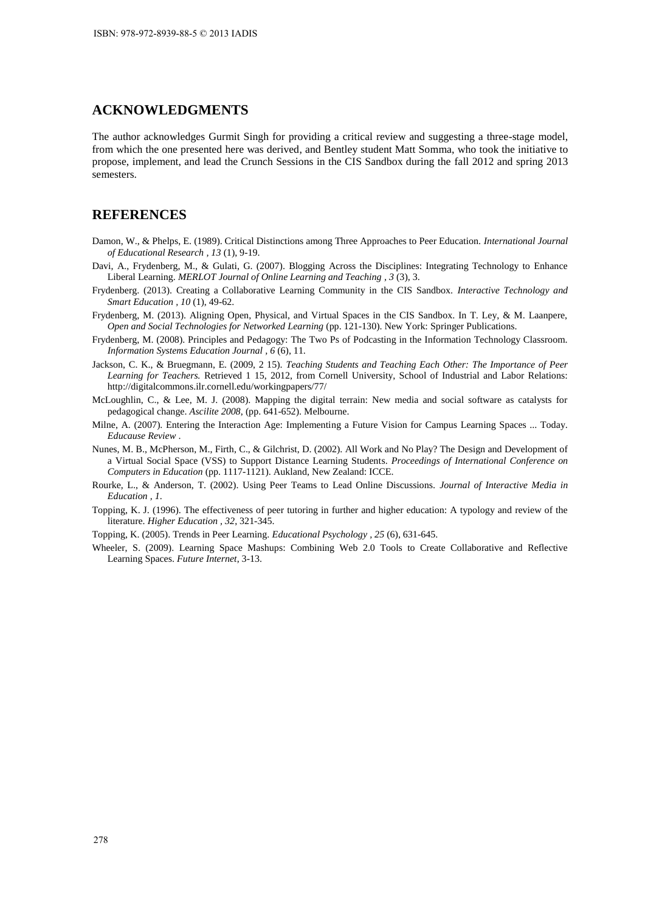## ACKNOWLEDGMENTS

The author acknowledges Gurmit Singh for providing a critical review and suggesting a three-stage model, from which the one presented here was derived, and Bentley student Matt Somma, who took the initiative to propose, implement, and lead the Crunch Sessions in the CIS Sandbox during the fall 2012 and spring 2013 semesters.

## REFERENCES

Damon, W., & Phelps, E. (1989). Critical Distinctions among Three Approaches to Peer Education. *International Journal of Educational Research , 13* (1), 9-19.

Davi, A., Frydenberg, M., & Gulati, G. (2007). Blogging Across the Disciplines: Integrating Technology to Enhance Liberal Learning. *MERLOT Journal of Online Learning and Teaching , 3* (3), 3.

Frydenberg. (2013). Creating a Collaborative Learning Community in the CIS Sandbox. *Interactive Technology and Smart Education , 10* (1), 49-62.

Frydenberg, M. (2013). Aligning Open, Physical, and Virtual Spaces in the CIS Sandbox. In T. Ley, & M. Laanpere, *Open and Social Technologies for Networked Learning* (pp. 121-130). New York: Springer Publications.

Frydenberg, M. (2008). Principles and Pedagogy: The Two Ps of Podcasting in the Information Technology Classroom. *Information Systems Education Journal , 6* (6), 11.

Jackson, C. K., & Bruegmann, E. (2009, 2 15). *Teaching Students and Teaching Each Other: The Importance of Peer Learning for Teachers.* Retrieved 1 15, 2012, from Cornell University, School of Industrial and Labor Relations: http://digitalcommons.ilr.cornell.edu/workingpapers/77/

McLoughlin, C., & Lee, M. J. (2008). Mapping the digital terrain: New media and social software as catalysts for pedagogical change. *Ascilite 2008,* (pp. 641-652). Melbourne.

Milne, A. (2007). Entering the Interaction Age: Implementing a Future Vision for Campus Learning Spaces ... Today. *Educause Review* .

Nunes, M. B., McPherson, M., Firth, C., & Gilchrist, D. (2002). All Work and No Play? The Design and Development of a Virtual Social Space (VSS) to Support Distance Learning Students. *Proceedings of International Conference on Computers in Education* (pp. 1117-1121). Aukland, New Zealand: ICCE.

Rourke, L., & Anderson, T. (2002). Using Peer Teams to Lead Online Discussions. *Journal of Interactive Media in Education , 1*.

Topping, K. J. (1996). The effectiveness of peer tutoring in further and higher education: A typology and review of the literature. *Higher Education , 32*, 321-345.

Topping, K. (2005). Trends in Peer Learning. *Educational Psychology , 25* (6), 631-645.

Wheeler, S. (2009). Learning Space Mashups: Combining Web 2.0 Tools to Create Collaborative and Reflective Learning Spaces. *Future Internet*, 3-13.